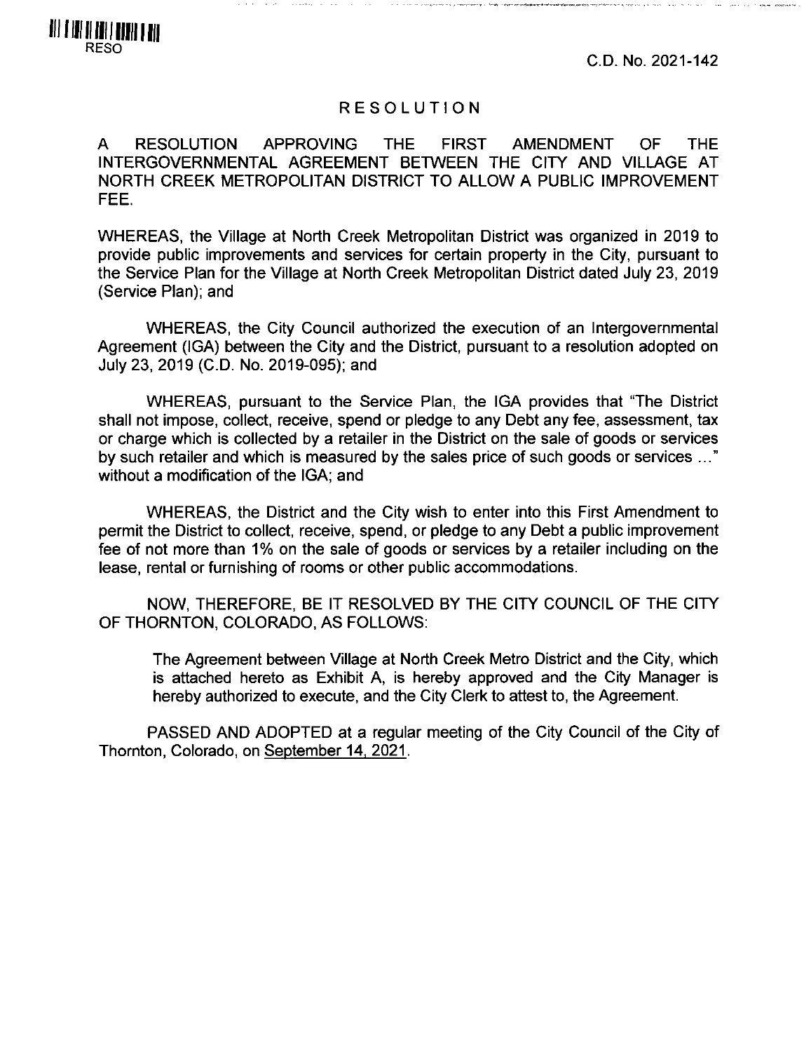RESO

C.D. No. 2021-142

# RESOLUTION

A RESOLUTION APPROVING THE FIRST AMENDMENT OF THE INTERGOVERNMENTAL AGREEMENT BETWEEN THE CITY AND VILLAGE AT NORTH CREEK METROPOLITAN DISTRICT TO ALLOW A PUBLIC IMPROVEMENT FEE.

WHEREAS, the Village at North Creek Metropolitan District was organized in 2019 to provide public improvements and services for certain property in the City, pursuant to the Service Plan for the Village at North Creek Metropolitan District dated July 23, 2019 (Service Plan); and

WHEREAS, the City Council authorized the execution of an Intergovernmental Agreement (IGA) between the City and the District, pursuant to a resolution adopted on July 23, 2019 (C.D. No. 2019-095); and

WHEREAS, pursuant to the Service Plan, the IGA provides that "The District shall not impose, collect, receive, spend or pledge to any Debt any fee, assessment, tax or charge which is collected by a retailer in the District on the sale of goods or services by such retailer and which is measured by the sales price of such goods or services ..." without a modification of the IGA; and

WHEREAS, the District and the City wish to enter into this First Amendment to permit the District to collect, receive, spend, or pledge to any Debt a public improvement fee of not more than 1% on the sale of goods or services by a retailer including on the lease, rental or furnishing of rooms or other public accommodations.

NOW, THEREFORE, BE IT RESOLVED BY THE CITY COUNCIL OF THE CITY OF THORNTON, COLORADO, AS FOLLOWS:

> The Agreement between Village at North Creek Metro District and the City, which is attached hereto as Exhibit A, is hereby approved and the City Manager is hereby authorized to execute, and the City Clerk to attest to, the Agreement.

PASSED AND ADOPTED at a regular meeting of the City Council of the City of Thornton, Colorado, on September 14, 2021.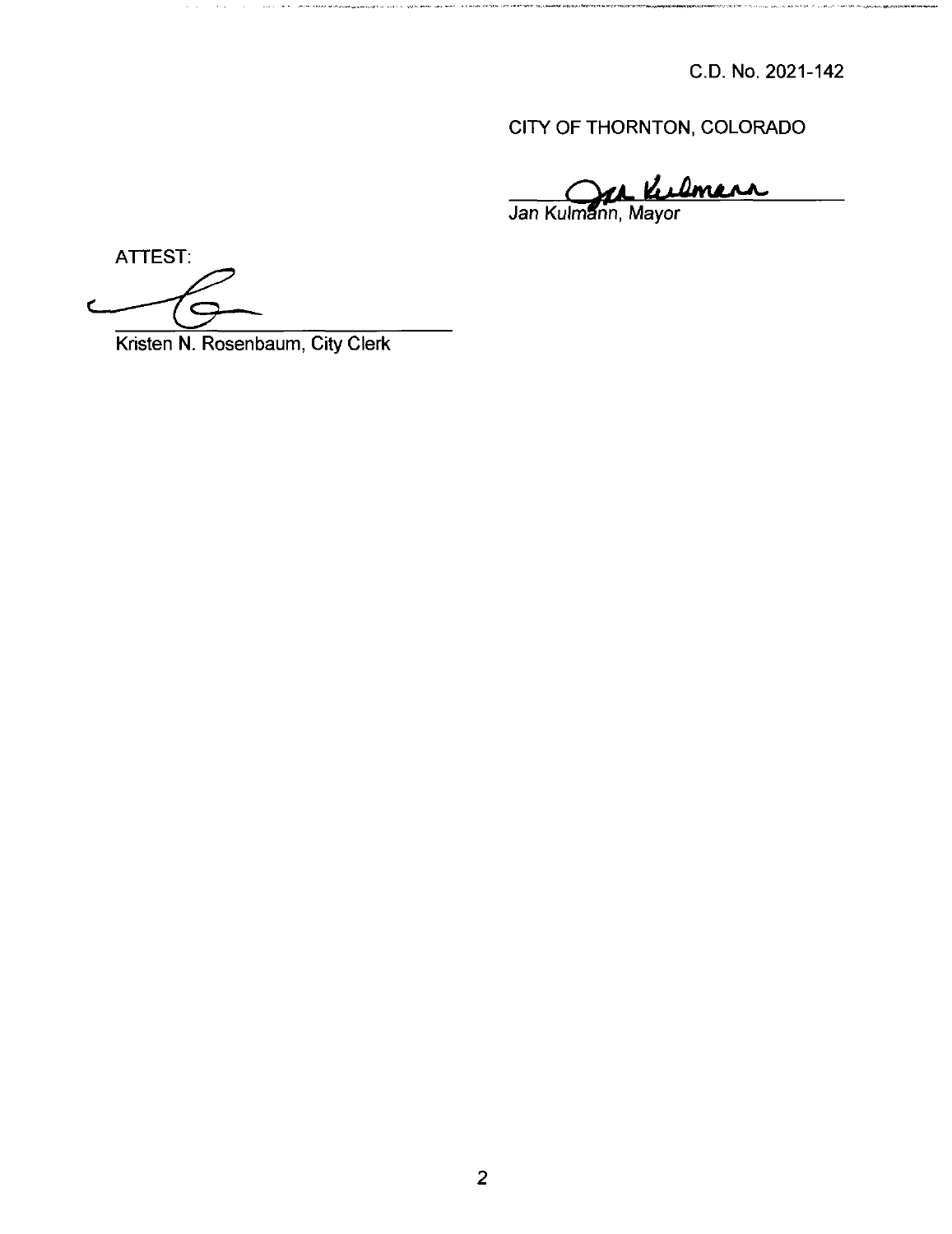C.D. No. 2021-142

CITY OF THORNTON, COLORADO

Jan Kulmann, Mayor

ATTEST:

Kristen N. Rosenbaum, City Clerk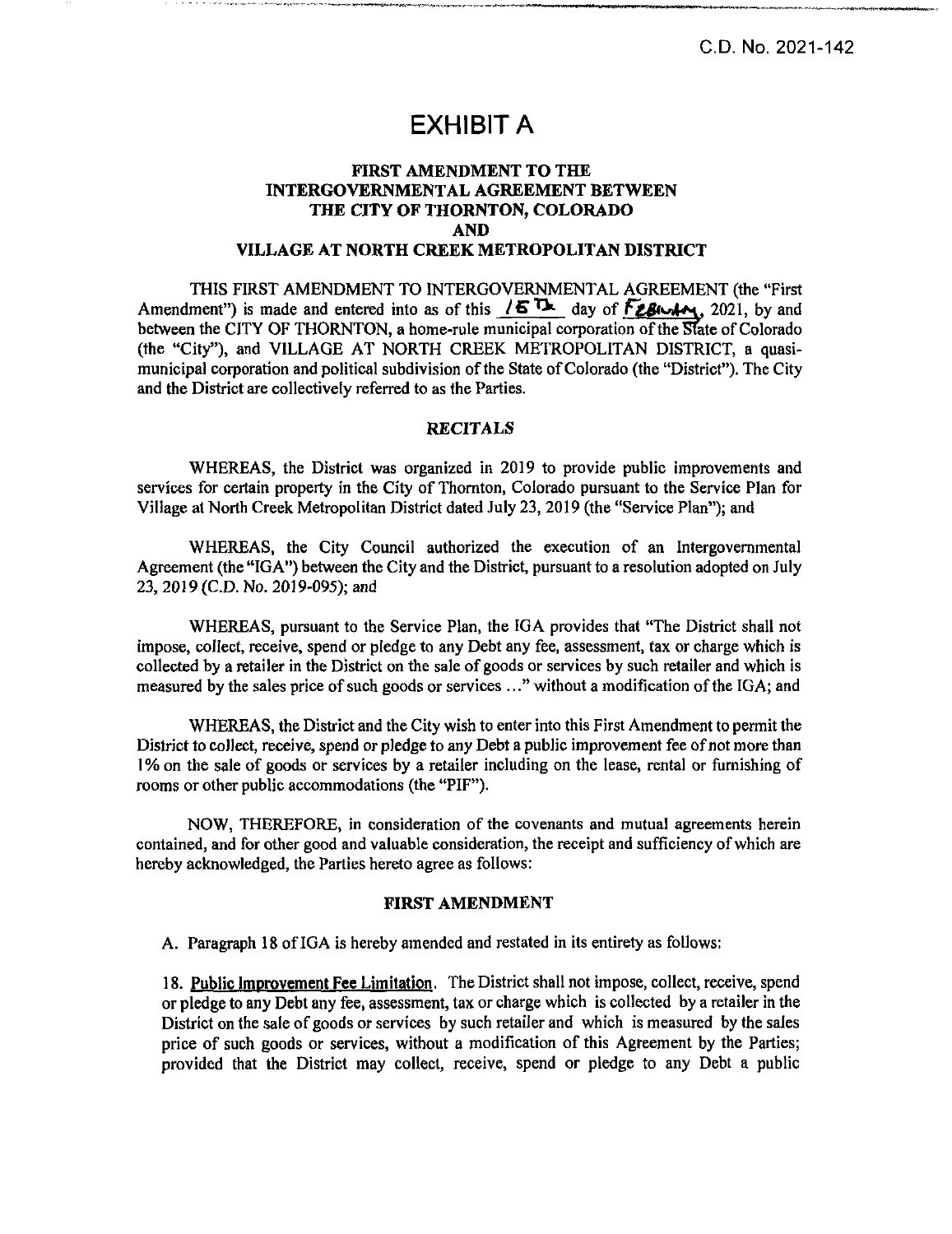C.D. No. 2021-142

# EXHIBIT A

## FIRST AMENDMENT TO THE INTERGOVERNMENTAL AGREEMENT BETWEEN THE CITY OF THORNTON, COLORADO AND VILLAGE AT NORTH CREEK METROPOLITAN DISTRICT

THIS FIRST AMENDMENT TO INTERGOVERNMENTAL AGREEMENT (the "First Amendment") is made and entered into as of this 15th day of February, 2021, by and between the CITY OF THORNTON, a home-rule municipal corporation of the State of Colorado (the "City"), and VILLAGE AT NORTH CREEK METROPOLITAN DISTRICT, a quasi-municipal corporation and political subdivision of the State of Colorado (the "District"). The City and the District are collectively referred to as the Parties.

### *RECITALS*

WHEREAS, the District was organized in 2019 to provide public improvements and services for certain property in the City of Thornton, Colorado pursuant to the Service Plan for Village at North Creek Metropolitan District dated July 23, 2019 (the "Service Plan"); and

WHEREAS, the City Council authorized the execution of an Intergovernmental Agreement (the "IGA") between the City and the District, pursuant to a resolution adopted on July 23, 2019 (C.D. No. 2019-095); and

WHEREAS, pursuant to the Service Plan, the IGA provides that "The District shall not impose, collect, receive, spend or pledge to any Debt any fee, assessment, tax or charge which is collected by a retailer in the District on the sale of goods or services by such retailer and which is measured by the sales price of such goods or services …" without a modification of the IGA; and

WHEREAS, the District and the City wish to enter into this First Amendment to permit the District to collect, receive, spend or pledge to any Debt a public improvement fee of not more than 1% on the sale of goods or services by a retailer including on the lease, rental or furnishing of rooms or other public accommodations (the "PIF").

NOW, THEREFORE, in consideration of the covenants and mutual agreements herein contained, and for other good and valuable consideration, the receipt and sufficiency of which are hereby acknowledged, the Parties hereto agree as follows:

### FIRST AMENDMENT

A. Paragraph 18 of IGA is hereby amended and restated in its entirety as follows:

18. Public Improvement Fee Limitation. The District shall not impose, collect, receive, spend or pledge to any Debt any fee, assessment, tax or charge which is collected by a retailer in the District on the sale of goods or services by such retailer and which is measured by the sales price of such goods or services, without a modification of this Agreement by the Parties; provided that the District may collect, receive, spend or pledge to any Debt a public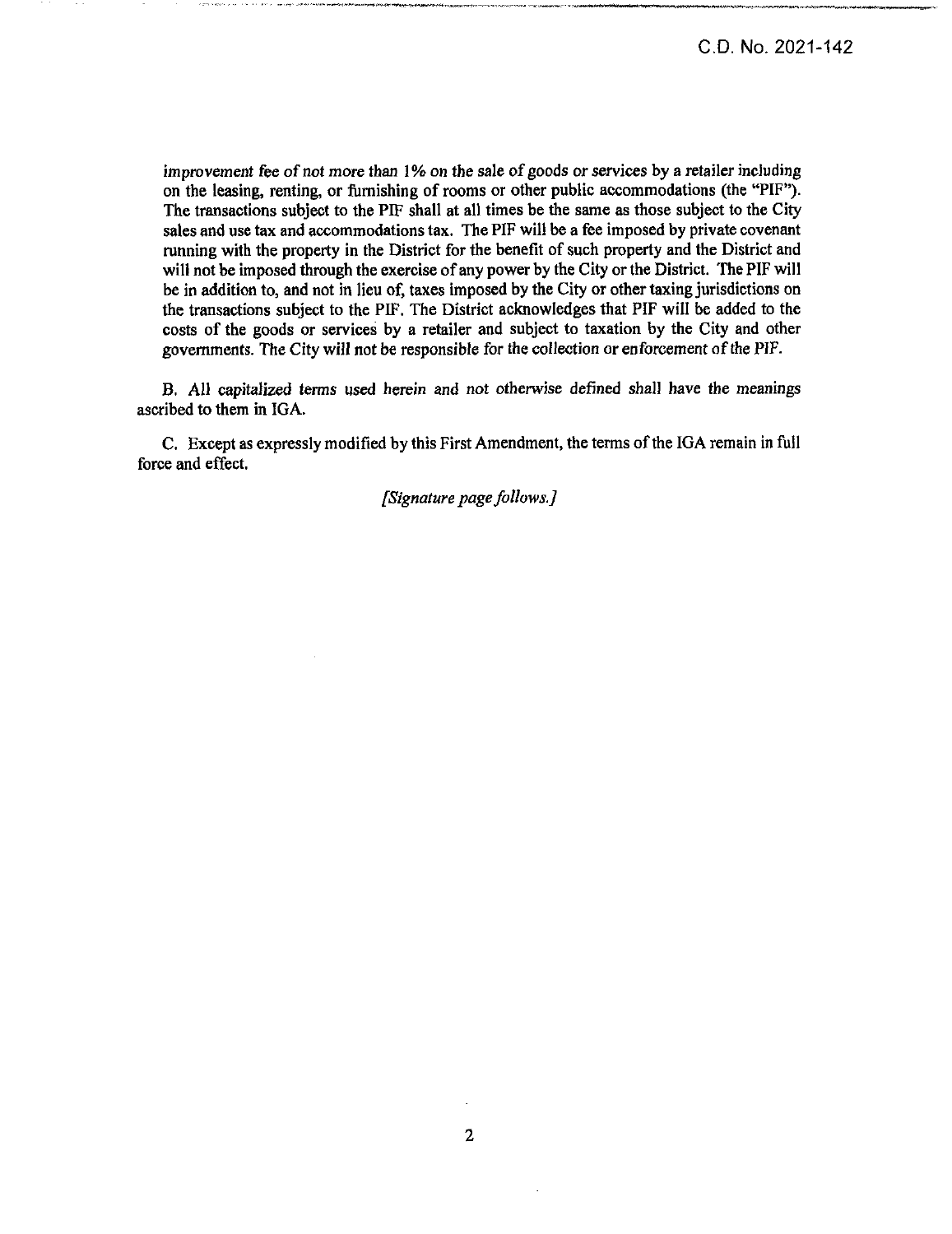improvement fee of not more than 1% on the sale of goods or services by a retailer including on the leasing, renting, or furnishing of rooms or other public accommodations (the "PIF"). The transactions subject to the PIF shall at all times be the same as those subject to the City sales and use tax and accommodations tax. The PIF will be a fee imposed by private covenant running with the property in the District for the benefit of such property and the District and will not be imposed through the exercise of any power by the City or the District. The PIF will be in addition to, and not in lieu of, taxes imposed by the City or other taxing jurisdictions on the transactions subject to the PIF. The District acknowledges that PIF will be added to the costs of the goods or services by a retailer and subject to taxation by the City and other governments. The City will not be responsible for the collection or enforcement of the PIF.

B. All capitalized terms used herein and not otherwise defined shall have the meanings ascribed to them in IGA.

C. Except as expressly modified by this First Amendment, the terms of the IGA remain in full force and effect.

*[Signature page follows.]*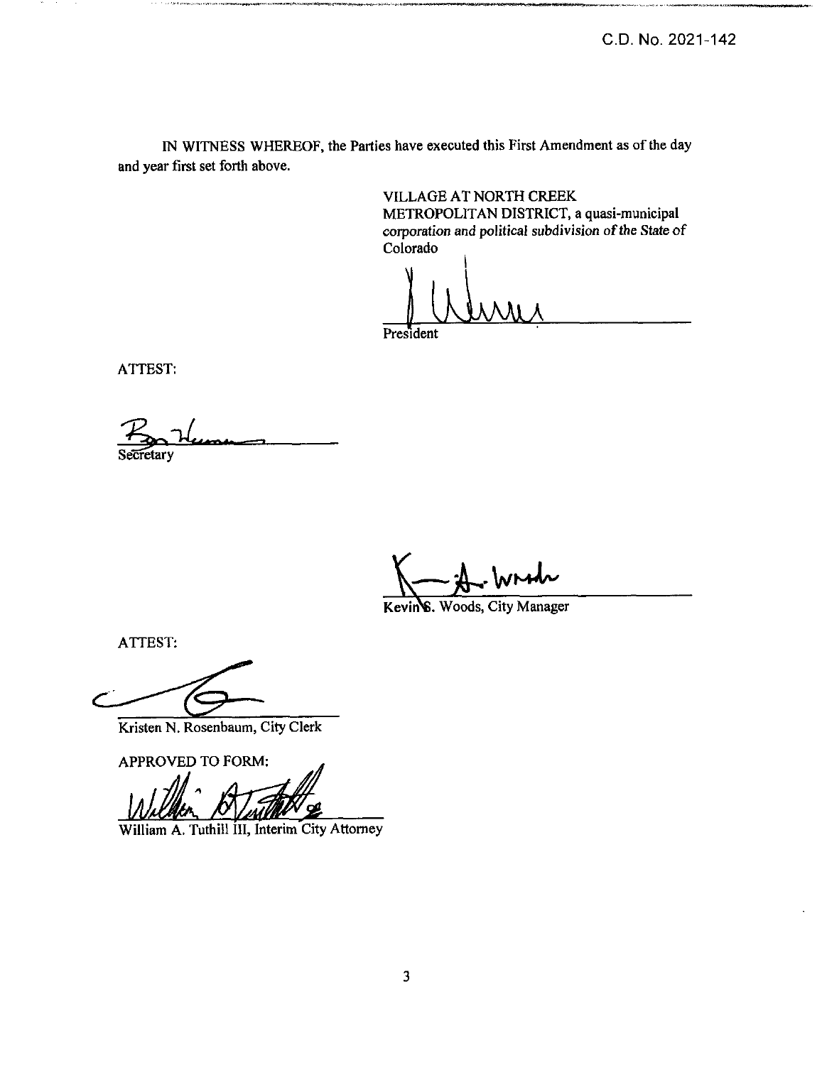C.D. No. 2021-142

IN WITNESS WHEREOF, the Parties have executed this First Amendment as of the day and year first set forth above.

VILLAGE AT NORTH CREEK METROPOLITAN DISTRICT, a quasi-municipal corporation and political subdivision of the State of Colorado

President

ATTEST:

Secretary

Kevin S. Woods, City Manager

ATTEST:

Kristen N. Rosenbaum, City Clerk

APPROVED TO FORM:

William A. Tuthill III, Interim City Attorney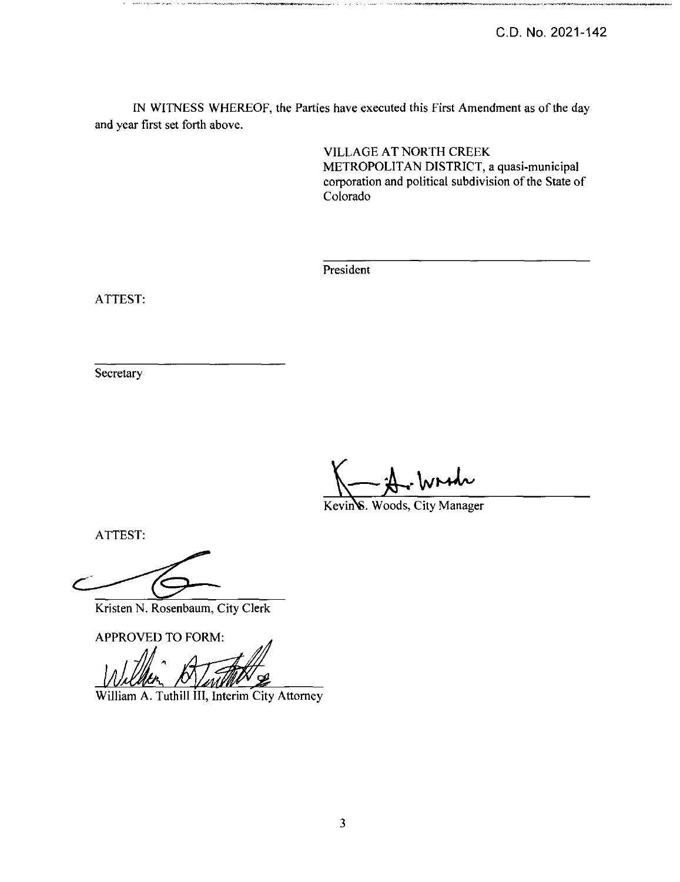C.D. No. 2021-142

IN WITNESS WHEREOF, the Parties have executed this First Amendment as of the day and year first set forth above.

VILLAGE AT NORTH CREEK METROPOLITAN DISTRICT, a quasi-municipal corporation and political subdivision of the State of Colorado

\_\_\_\_\_\_\_\_\_\_\_\_\_\_\_\_\_\_\_\_\_\_\_\_\_\_\_\_\_\_
President

ATTEST:

\_\_\_\_\_\_\_\_\_\_\_\_\_\_\_\_\_\_\_\_\_\_\_\_\_\_\_\_\_\_
Secretary

\_\_\_\_\_\_\_\_\_\_\_\_\_\_\_\_\_\_\_\_\_\_\_\_\_\_\_\_\_\_
Kevin S. Woods, City Manager

ATTEST:

\_\_\_\_\_\_\_\_\_\_\_\_\_\_\_\_\_\_\_\_\_\_\_\_\_\_\_\_\_\_
Kristen N. Rosenbaum, City Clerk

APPROVED TO FORM:

\_\_\_\_\_\_\_\_\_\_\_\_\_\_\_\_\_\_\_\_\_\_\_\_\_\_\_\_\_\_
William A. Tuthill III, Interim City Attorney